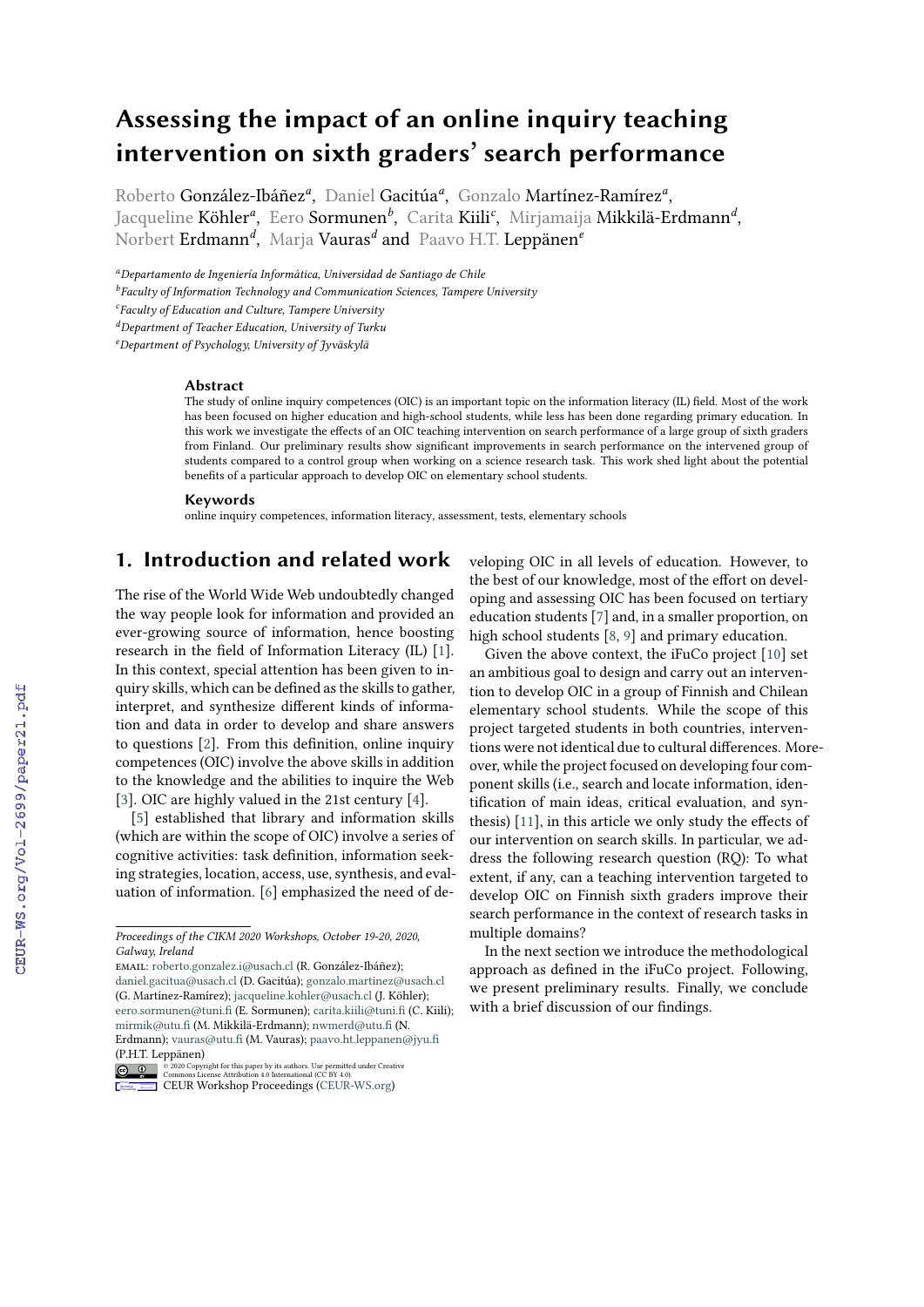# Assessing the impact of an online inquiry teaching intervention on sixth graders' search performance

Roberto González-Ibáñez[a], Daniel Gacitúa[a], Gonzalo Martínez-Ramírez[a], Jacqueline Köhler[a], Eero Sormunen[b], Carita Kiili[c], Mirjamaija Mikkilä-Erdmann[d], Norbert Erdmann[d], Marja Vauras[d] and Paavo H.T. Leppänen[e]

[a]*Departamento de Ingeniería Informática, Universidad de Santiago de Chile*
[b]*Faculty of Information Technology and Communication Sciences, Tampere University*
[c]*Faculty of Education and Culture, Tampere University*
[d]*Department of Teacher Education, University of Turku*
[e]*Department of Psychology, University of Jyväskylä*

### Abstract

The study of online inquiry competences (OIC) is an important topic on the information literacy (IL) field. Most of the work has been focused on higher education and high-school students, while less has been done regarding primary education. In this work we investigate the effects of an OIC teaching intervention on search performance of a large group of sixth graders from Finland. Our preliminary results show significant improvements in search performance on the intervened group of students compared to a control group when working on a science research task. This work shed light about the potential benefits of a particular approach to develop OIC on elementary school students.

### Keywords

online inquiry competences, information literacy, assessment, tests, elementary schools

## 1. Introduction and related work

The rise of the World Wide Web undoubtedly changed the way people look for information and provided an ever-growing source of information, hence boosting research in the field of Information Literacy (IL) [1]. In this context, special attention has been given to inquiry skills, which can be defined as the skills to gather, interpret, and synthesize different kinds of information and data in order to develop and share answers to questions [2]. From this definition, online inquiry competences (OIC) involve the above skills in addition to the knowledge and the abilities to inquire the Web [3]. OIC are highly valued in the 21st century [4].

[5] established that library and information skills (which are within the scope of OIC) involve a series of cognitive activities: task definition, information seeking strategies, location, access, use, synthesis, and evaluation of information. [6] emphasized the need of developing OIC in all levels of education. However, to the best of our knowledge, most of the effort on developing and assessing OIC has been focused on tertiary education students [7] and, in a smaller proportion, on high school students [8, 9] and primary education.

Given the above context, the iFuCo project [10] set an ambitious goal to design and carry out an intervention to develop OIC in a group of Finnish and Chilean elementary school students. While the scope of this project targeted students in both countries, interventions were not identical due to cultural differences. Moreover, while the project focused on developing four component skills (i.e., search and locate information, identification of main ideas, critical evaluation, and synthesis) [11], in this article we only study the effects of our intervention on search skills. In particular, we address the following research question (RQ): To what extent, if any, can a teaching intervention targeted to develop OIC on Finnish sixth graders improve their search performance in the context of research tasks in multiple domains?

In the next section we introduce the methodological approach as defined in the iFuCo project. Following, we present preliminary results. Finally, we conclude with a brief discussion of our findings.

*Proceedings of the CIKM 2020 Workshops, October 19-20, 2020, Galway, Ireland*
EMAIL: roberto.gonzalez.i@usach.cl (R. González-Ibáñez); daniel.gacitua@usach.cl (D. Gacitúa); gonzalo.martinez@usach.cl (G. Martínez-Ramírez); jacqueline.kohler@usach.cl (J. Köhler); eero.sormunen@tuni.fi (E. Sormunen); carita.kiili@tuni.fi (C. Kiili); mirmik@utu.fi (M. Mikkilä-Erdmann); nwmerd@utu.fi (N. Erdmann); vauras@utu.fi (M. Vauras); paavo.ht.leppanen@jyu.fi (P.H.T. Leppänen)
© 2020 Copyright for this paper by its authors. Use permitted under Creative Commons License Attribution 4.0 International (CC BY 4.0).
CEUR Workshop Proceedings (CEUR-WS.org)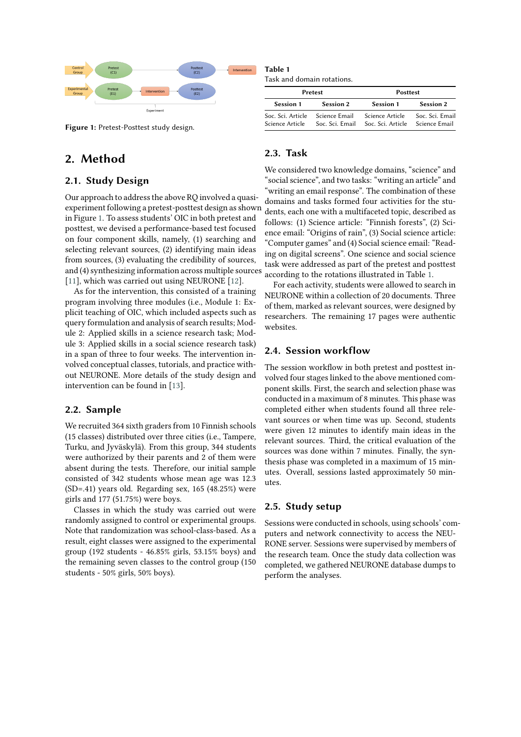Figure 1: Pretest-Posttest study design.

**Table 1**
Task and domain rotations.

| Pretest | | Posttest | |
|---|---|---|---|
| Session 1 | Session 2 | Session 1 | Session 2 |
| Soc. Sci. Article | Science Email | Science Article | Soc. Sci. Email |
| Science Article | Soc. Sci. Email | Soc. Sci. Article | Science Email |

## 2. Method

### 2.1. Study Design

Our approach to address the above RQ involved a quasi-experiment following a pretest-posttest design as shown in Figure 1. To assess students' OIC in both pretest and posttest, we devised a performance-based test focused on four component skills, namely, (1) searching and selecting relevant sources, (2) identifying main ideas from sources, (3) evaluating the credibility of sources, and (4) synthesizing information across multiple sources [11], which was carried out using NEURONE [12].

As for the intervention, this consisted of a training program involving three modules (i.e., Module 1: Explicit teaching of OIC, which included aspects such as query formulation and analysis of search results; Module 2: Applied skills in a science research task; Module 3: Applied skills in a social science research task) in a span of three to four weeks. The intervention involved conceptual classes, tutorials, and practice without NEURONE. More details of the study design and intervention can be found in [13].

### 2.2. Sample

We recruited 364 sixth graders from 10 Finnish schools (15 classes) distributed over three cities (i.e., Tampere, Turku, and Jyväskylä). From this group, 344 students were authorized by their parents and 2 of them were absent during the tests. Therefore, our initial sample consisted of 342 students whose mean age was 12.3 (SD=.41) years old. Regarding sex, 165 (48.25%) were girls and 177 (51.75%) were boys.

Classes in which the study was carried out were randomly assigned to control or experimental groups. Note that randomization was school-class-based. As a result, eight classes were assigned to the experimental group (192 students - 46.85% girls, 53.15% boys) and the remaining seven classes to the control group (150 students - 50% girls, 50% boys).

### 2.3. Task

We considered two knowledge domains, "science" and "social science", and two tasks: "writing an article" and "writing an email response". The combination of these domains and tasks formed four activities for the students, each one with a multifaceted topic, described as follows: (1) Science article: "Finnish forests", (2) Science email: "Origins of rain", (3) Social science article: "Computer games" and (4) Social science email: "Reading on digital screens". One science and social science task were addressed as part of the pretest and posttest according to the rotations illustrated in Table 1.

For each activity, students were allowed to search in NEURONE within a collection of 20 documents. Three of them, marked as relevant sources, were designed by researchers. The remaining 17 pages were authentic websites.

### 2.4. Session workflow

The session workflow in both pretest and posttest involved four stages linked to the above mentioned component skills. First, the search and selection phase was conducted in a maximum of 8 minutes. This phase was completed either when students found all three relevant sources or when time was up. Second, students were given 12 minutes to identify main ideas in the relevant sources. Third, the critical evaluation of the sources was done within 7 minutes. Finally, the synthesis phase was completed in a maximum of 15 minutes. Overall, sessions lasted approximately 50 minutes.

### 2.5. Study setup

Sessions were conducted in schools, using schools' computers and network connectivity to access the NEURONE server. Sessions were supervised by members of the research team. Once the study data collection was completed, we gathered NEURONE database dumps to perform the analyses.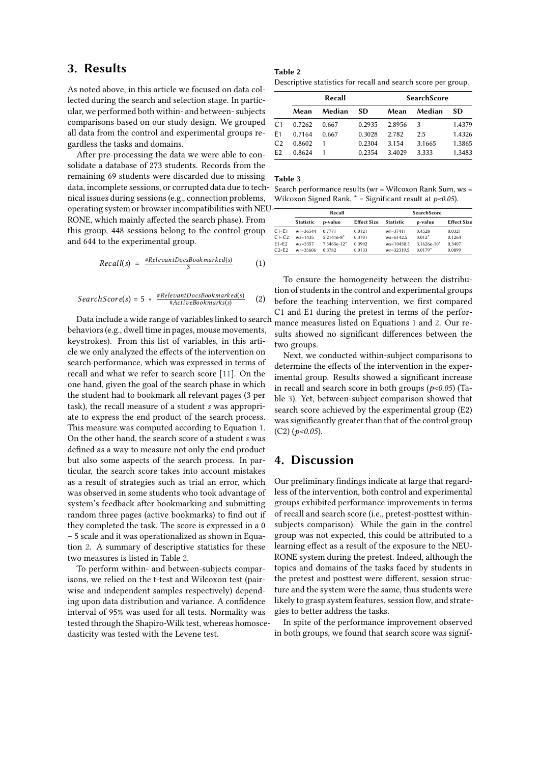## 3. Results

As noted above, in this article we focused on data collected during the search and selection stage. In particular, we performed both within- and between- subjects comparisons based on our study design. We grouped all data from the control and experimental groups regardless the tasks and domains.

After pre-processing the data we were able to consolidate a database of 273 students. Records from the remaining 69 students were discarded due to missing data, incomplete sessions, or corrupted data due to technical issues during sessions (e.g., connection problems, operating system or browser incompatibilities with NEURONE, which mainly affected the search phase). From this group, 448 sessions belong to the control group and 644 to the experimental group.

$$Recall(s) = \frac{\#RelevantDocsBookmarked(s)}{3} \quad (1)$$

$$SearchScore(s) = 5 * \frac{\#RelevantDocsBookmarked(s)}{\#ActiveBookmarks(s)} \quad (2)$$

Data include a wide range of variables linked to search behaviors (e.g., dwell time in pages, mouse movements, keystrokes). From this list of variables, in this article we only analyzed the effects of the intervention on search performance, which was expressed in terms of recall and what we refer to search score [11]. On the one hand, given the goal of the search phase in which the student had to bookmark all relevant pages (3 per task), the recall measure of a student *s* was appropriate to express the end product of the search process. This measure was computed according to Equation 1. On the other hand, the search score of a student *s* was defined as a way to measure not only the end product but also some aspects of the search process. In particular, the search score takes into account mistakes as a result of strategies such as trial an error, which was observed in some students who took advantage of system's feedback after bookmarking and submitting random three pages (active bookmarks) to find out if they completed the task. The score is expressed in a 0 – 5 scale and it was operationalized as shown in Equation 2. A summary of descriptive statistics for these two measures is listed in Table 2.

To perform within- and between-subjects comparisons, we relied on the t-test and Wilcoxon test (pairwise and independent samples respectively) depending upon data distribution and variance. A confidence interval of 95% was used for all tests. Normality was tested through the Shapiro-Wilk test, whereas homoscedasticity was tested with the Levene test.

**Table 2**
Descriptive statistics for recall and search score per group.

| | Recall | | | SearchScore | | |
|---|---|---|---|---|---|---|
| | **Mean** | **Median** | **SD** | **Mean** | **Median** | **SD** |
| C1 | 0.7262 | 0.667 | 0.2935 | 2.8956 | 3 | 1.4379 |
| E1 | 0.7164 | 0.667 | 0.3028 | 2.782 | 2.5 | 1.4326 |
| C2 | 0.8602 | 1 | 0.2304 | 3.154 | 3.1665 | 1.3865 |
| E2 | 0.8624 | 1 | 0.2354 | 3.4029 | 3.333 | 1.3483 |

**Table 3**
Search performance results (wr = Wilcoxon Rank Sum, ws = Wilcoxon Signed Rank, * = Significant result at *p<0.05*).

| | Recall | | | SearchScore | | |
|---|---|---|---|---|---|---|
| | **Statistic** | **p-value** | **Effect Size** | **Statistic** | **p-value** | **Effect Size** |
| C1=E1 | wr=36544 | 0.7771 | 0.0121 | wr=37411 | 0.4528 | 0.0321 |
| C1<C2 | ws=1435 | 5.2141e-8* | 0.3701 | ws=6142.5 | 0.012* | 0.1264 |
| E1<E2 | ws=3357 | 7.5465e-12* | 0.3902 | ws=10450.5 | 3.1626e-10* | 0.3407 |
| C2<E2 | wr=35606 | 0.3782 | 0.0133 | wr=32319.5 | 0.0179* | 0.0899 |

To ensure the homogeneity between the distribution of students in the control and experimental groups before the teaching intervention, we first compared C1 and E1 during the pretest in terms of the performance measures listed on Equations 1 and 2. Our results showed no significant differences between the two groups.

Next, we conducted within-subject comparisons to determine the effects of the intervention in the experimental group. Results showed a significant increase in recall and search score in both groups ($p<0.05$) (Table 3). Yet, between-subject comparison showed that search score achieved by the experimental group (E2) was significantly greater than that of the control group (C2) ($p<0.05$).

## 4. Discussion

Our preliminary findings indicate at large that regardless of the intervention, both control and experimental groups exhibited performance improvements in terms of recall and search score (i.e., pretest-posttest within-subjects comparison). While the gain in the control group was not expected, this could be attributed to a learning effect as a result of the exposure to the NEURONE system during the pretest. Indeed, although the topics and domains of the tasks faced by students in the pretest and posttest were different, session structure and the system were the same, thus students were likely to grasp system features, session flow, and strategies to better address the tasks.

In spite of the performance improvement observed in both groups, we found that search score was signif-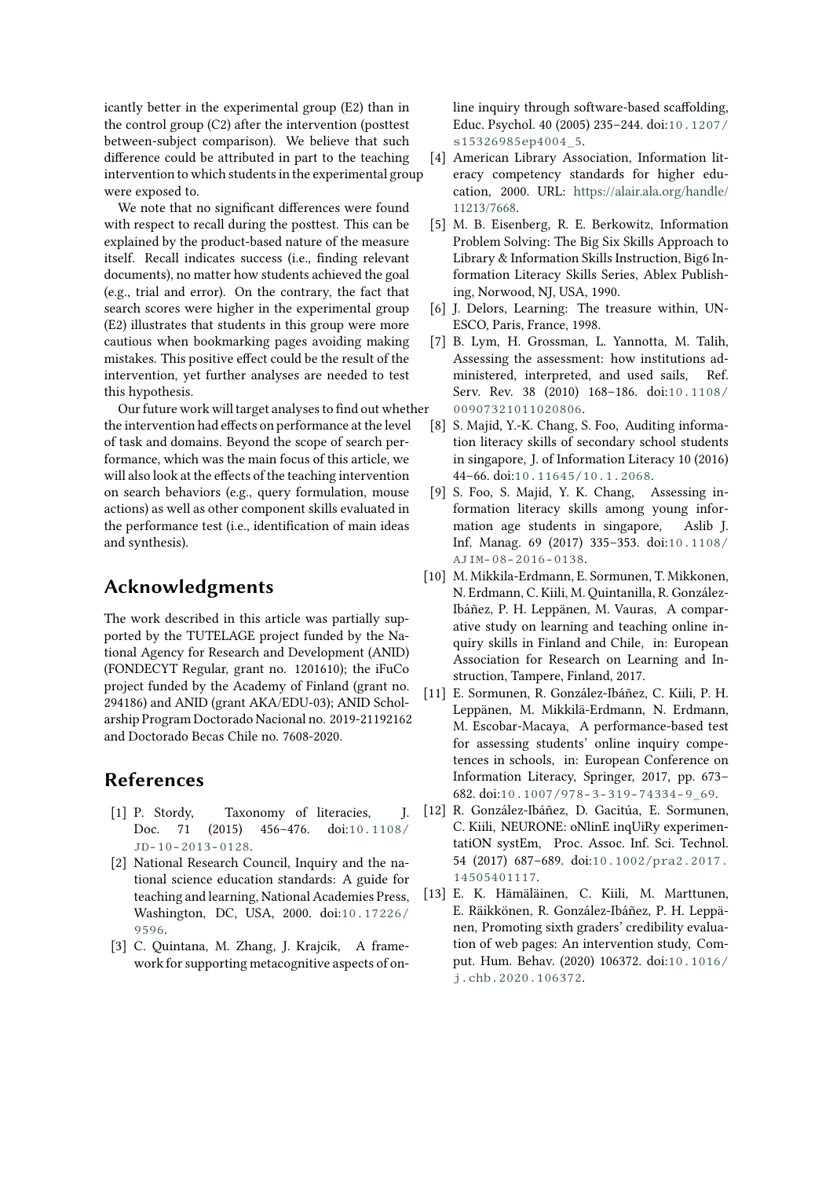icantly better in the experimental group (E2) than in the control group (C2) after the intervention (posttest between-subject comparison). We believe that such difference could be attributed in part to the teaching intervention to which students in the experimental group were exposed to.

We note that no significant differences were found with respect to recall during the posttest. This can be explained by the product-based nature of the measure itself. Recall indicates success (i.e., finding relevant documents), no matter how students achieved the goal (e.g., trial and error). On the contrary, the fact that search scores were higher in the experimental group (E2) illustrates that students in this group were more cautious when bookmarking pages avoiding making mistakes. This positive effect could be the result of the intervention, yet further analyses are needed to test this hypothesis.

Our future work will target analyses to find out whether the intervention had effects on performance at the level of task and domains. Beyond the scope of search performance, which was the main focus of this article, we will also look at the effects of the teaching intervention on search behaviors (e.g., query formulation, mouse actions) as well as other component skills evaluated in the performance test (i.e., identification of main ideas and synthesis).

## Acknowledgments

The work described in this article was partially supported by the TUTELAGE project funded by the National Agency for Research and Development (ANID) (FONDECYT Regular, grant no. 1201610); the iFuCo project funded by the Academy of Finland (grant no. 294186) and ANID (grant AKA/EDU-03); ANID Scholarship Program Doctorado Nacional no. 2019-21192162 and Doctorado Becas Chile no. 7608-2020.

## References

[1] P. Stordy, Taxonomy of literacies, J. Doc. 71 (2015) 456–476. doi:10.1108/JD-10-2013-0128.

[2] National Research Council, Inquiry and the national science education standards: A guide for teaching and learning, National Academies Press, Washington, DC, USA, 2000. doi:10.17226/9596.

[3] C. Quintana, M. Zhang, J. Krajcik, A framework for supporting metacognitive aspects of online inquiry through software-based scaffolding, Educ. Psychol. 40 (2005) 235–244. doi:10.1207/s15326985ep4004_5.

[4] American Library Association, Information literacy competency standards for higher education, 2000. URL: https://alair.ala.org/handle/11213/7668.

[5] M. B. Eisenberg, R. E. Berkowitz, Information Problem Solving: The Big Six Skills Approach to Library & Information Skills Instruction, Big6 Information Literacy Skills Series, Ablex Publishing, Norwood, NJ, USA, 1990.

[6] J. Delors, Learning: The treasure within, UNESCO, Paris, France, 1998.

[7] B. Lym, H. Grossman, L. Yannotta, M. Talih, Assessing the assessment: how institutions administered, interpreted, and used sails, Ref. Serv. Rev. 38 (2010) 168–186. doi:10.1108/00907321011020806.

[8] S. Majid, Y.-K. Chang, S. Foo, Auditing information literacy skills of secondary school students in singapore, J. of Information Literacy 10 (2016) 44–66. doi:10.11645/10.1.2068.

[9] S. Foo, S. Majid, Y. K. Chang, Assessing information literacy skills among young information age students in singapore, Aslib J. Inf. Manag. 69 (2017) 335–353. doi:10.1108/AJIM-08-2016-0138.

[10] M. Mikkila-Erdmann, E. Sormunen, T. Mikkonen, N. Erdmann, C. Kiili, M. Quintanilla, R. González-Ibáñez, P. H. Leppänen, M. Vauras, A comparative study on learning and teaching online inquiry skills in Finland and Chile, in: European Association for Research on Learning and Instruction, Tampere, Finland, 2017.

[11] E. Sormunen, R. González-Ibáñez, C. Kiili, P. H. Leppänen, M. Mikkilä-Erdmann, N. Erdmann, M. Escobar-Macaya, A performance-based test for assessing students' online inquiry competences in schools, in: European Conference on Information Literacy, Springer, 2017, pp. 673–682. doi:10.1007/978-3-319-74334-9_69.

[12] R. González-Ibáñez, D. Gacitúa, E. Sormunen, C. Kiili, NEURONE: oNlinE inqUiRy experimentatiON systEm, Proc. Assoc. Inf. Sci. Technol. 54 (2017) 687–689. doi:10.1002/pra2.2017.14505401117.

[13] E. K. Hämäläinen, C. Kiili, M. Marttunen, E. Räikkönen, R. González-Ibáñez, P. H. Leppänen, Promoting sixth graders' credibility evaluation of web pages: An intervention study, Comput. Hum. Behav. (2020) 106372. doi:10.1016/j.chb.2020.106372.